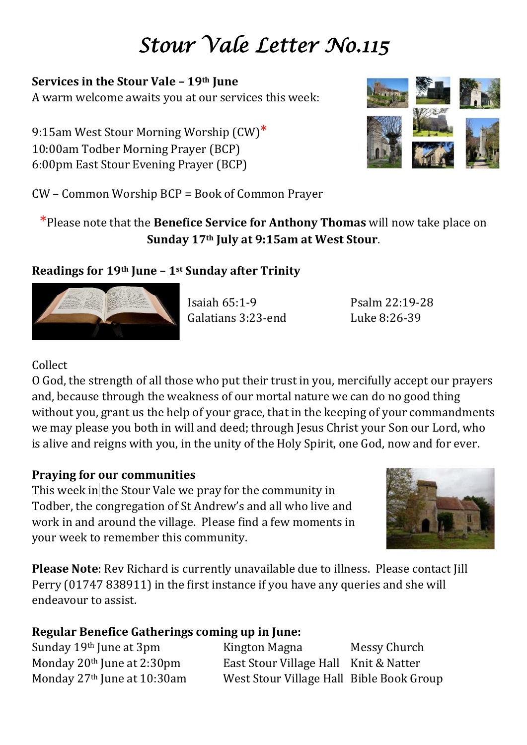# Stour Vale Letter No.115

**Services in the Stour Vale – 19th June**
A warm welcome awaits you at our services this week:

9:15am West Stour Morning Worship (CW)*
10:00am Todber Morning Prayer (BCP)
6:00pm East Stour Evening Prayer (BCP)

CW – Common Worship BCP = Book of Common Prayer

*Please note that the **Benefice Service for Anthony Thomas** will now take place on **Sunday 17th July at 9:15am at West Stour**.

**Readings for 19th June – 1st Sunday after Trinity**

Isaiah 65:1-9
Psalm 22:19-28
Galatians 3:23-end
Luke 8:26-39

Collect
O God, the strength of all those who put their trust in you, mercifully accept our prayers and, because through the weakness of our mortal nature we can do no good thing without you, grant us the help of your grace, that in the keeping of your commandments we may please you both in will and deed; through Jesus Christ your Son our Lord, who is alive and reigns with you, in the unity of the Holy Spirit, one God, now and for ever.

**Praying for our communities**
This week in the Stour Vale we pray for the community in Todber, the congregation of St Andrew's and all who live and work in and around the village. Please find a few moments in your week to remember this community.

**Please Note**: Rev Richard is currently unavailable due to illness. Please contact Jill Perry (01747 838911) in the first instance if you have any queries and she will endeavour to assist.

**Regular Benefice Gatherings coming up in June:**

| | | |
|---|---|---|
| Sunday 19th June at 3pm | Kington Magna | Messy Church |
| Monday 20th June at 2:30pm | East Stour Village Hall | Knit & Natter |
| Monday 27th June at 10:30am | West Stour Village Hall | Bible Book Group |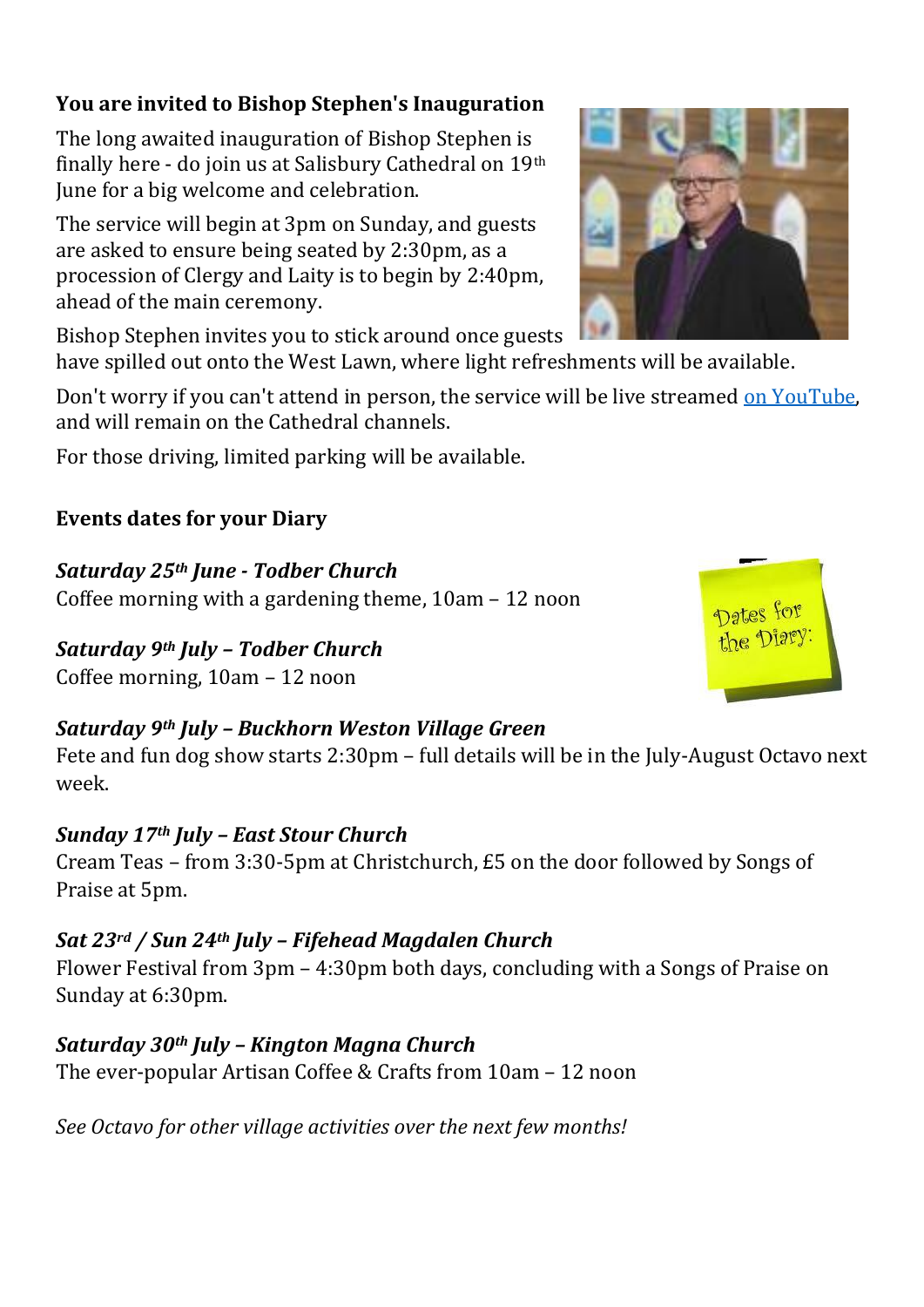**You are invited to Bishop Stephen's Inauguration**

The long awaited inauguration of Bishop Stephen is finally here - do join us at Salisbury Cathedral on 19th June for a big welcome and celebration.

The service will begin at 3pm on Sunday, and guests are asked to ensure being seated by 2:30pm, as a procession of Clergy and Laity is to begin by 2:40pm, ahead of the main ceremony.

Bishop Stephen invites you to stick around once guests have spilled out onto the West Lawn, where light refreshments will be available.

Don't worry if you can't attend in person, the service will be live streamed on YouTube, and will remain on the Cathedral channels.

For those driving, limited parking will be available.

**Events dates for your Diary**

***Saturday 25th June - Todber Church***
Coffee morning with a gardening theme, 10am – 12 noon

***Saturday 9th July – Todber Church***
Coffee morning, 10am – 12 noon

***Saturday 9th July – Buckhorn Weston Village Green***
Fete and fun dog show starts 2:30pm – full details will be in the July-August Octavo next week.

***Sunday 17th July – East Stour Church***
Cream Teas – from 3:30-5pm at Christchurch, £5 on the door followed by Songs of Praise at 5pm.

***Sat 23rd / Sun 24th July – Fifehead Magdalen Church***
Flower Festival from 3pm – 4:30pm both days, concluding with a Songs of Praise on Sunday at 6:30pm.

***Saturday 30th July – Kington Magna Church***
The ever-popular Artisan Coffee & Crafts from 10am – 12 noon

*See Octavo for other village activities over the next few months!*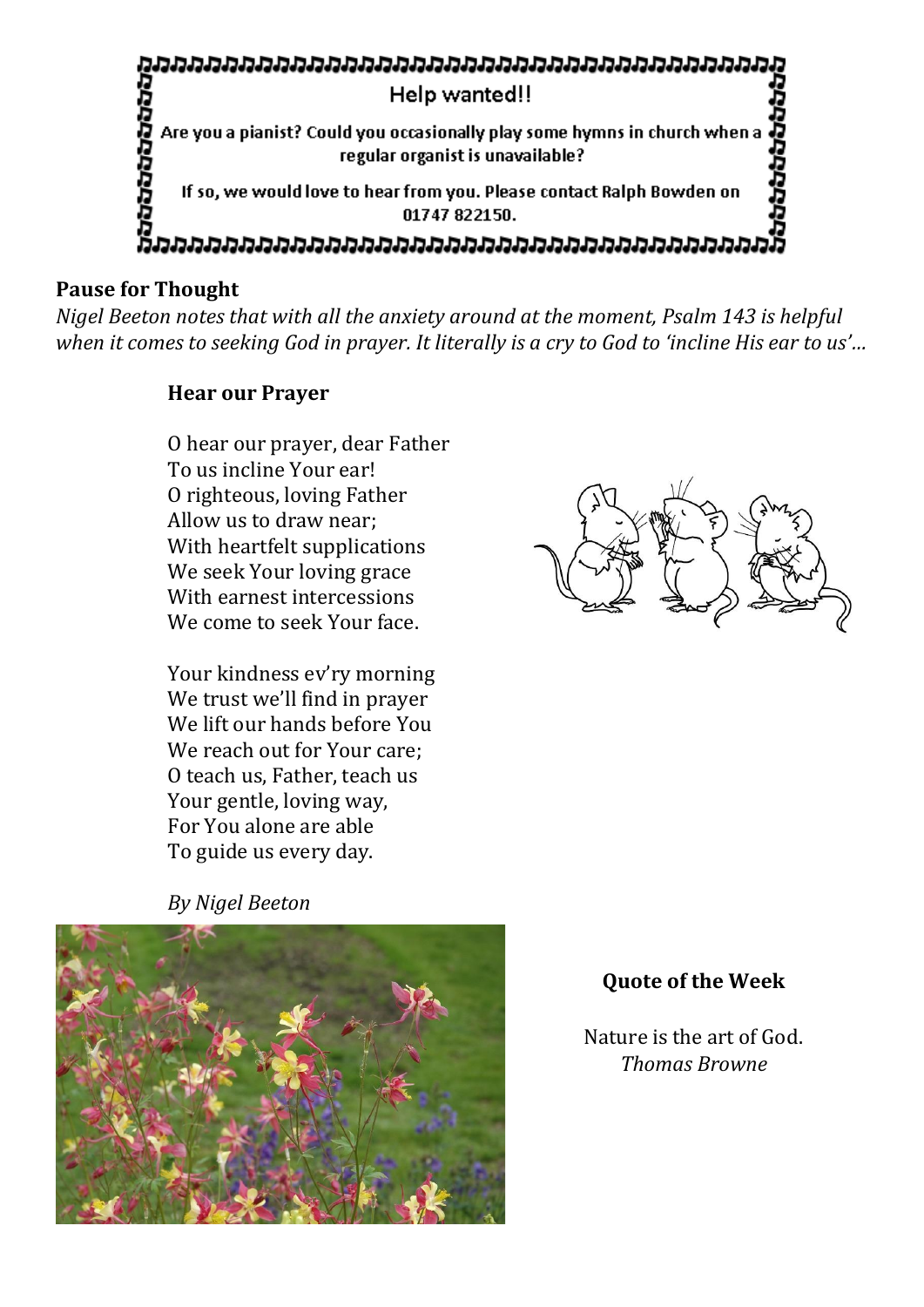**Help wanted!!**

Are you a pianist? Could you occasionally play some hymns in church when a regular organist is unavailable?

If so, we would love to hear from you. Please contact Ralph Bowden on 01747 822150.

## Pause for Thought

*Nigel Beeton notes that with all the anxiety around at the moment, Psalm 143 is helpful when it comes to seeking God in prayer. It literally is a cry to God to 'incline His ear to us'…*

### Hear our Prayer

O hear our prayer, dear Father
To us incline Your ear!
O righteous, loving Father
Allow us to draw near;
With heartfelt supplications
We seek Your loving grace
With earnest intercessions
We come to seek Your face.

Your kindness ev'ry morning
We trust we'll find in prayer
We lift our hands before You
We reach out for Your care;
O teach us, Father, teach us
Your gentle, loving way,
For You alone are able
To guide us every day.

*By Nigel Beeton*

### Quote of the Week

Nature is the art of God.
*Thomas Browne*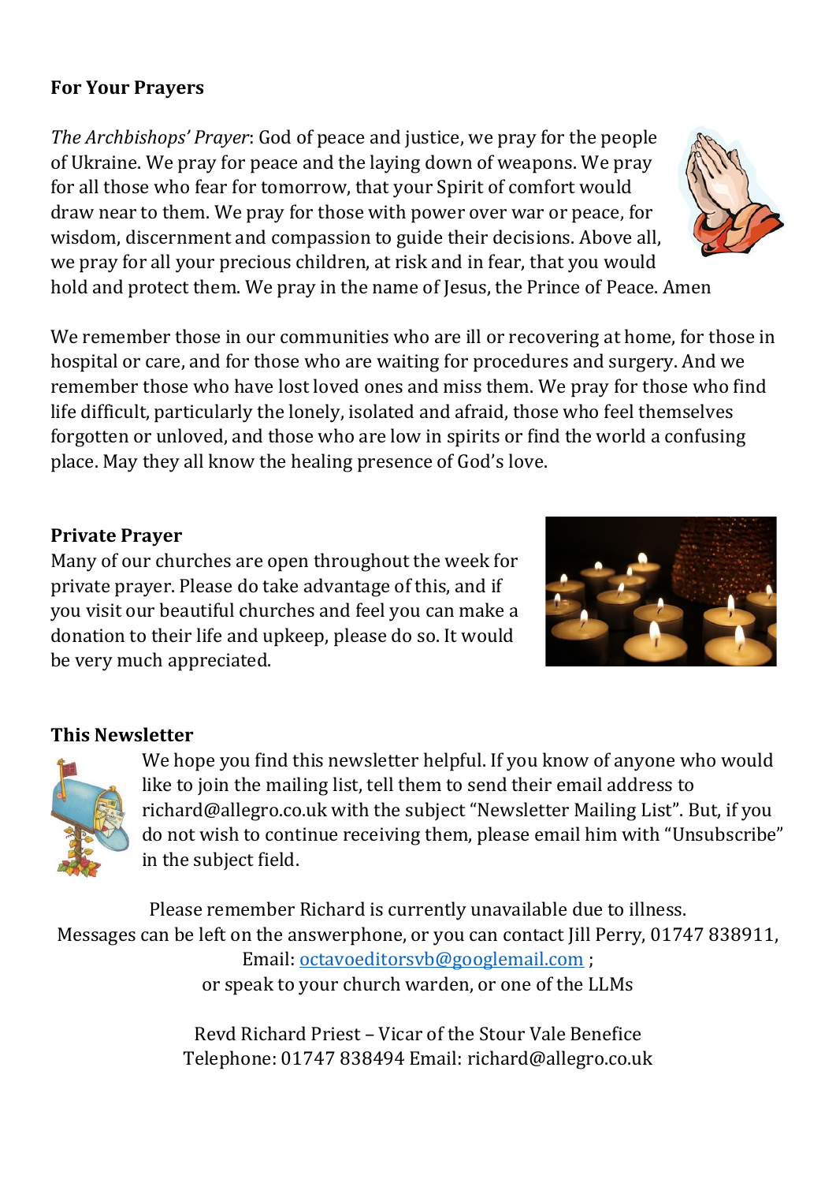**For Your Prayers**

*The Archbishops' Prayer*: God of peace and justice, we pray for the people of Ukraine. We pray for peace and the laying down of weapons. We pray for all those who fear for tomorrow, that your Spirit of comfort would draw near to them. We pray for those with power over war or peace, for wisdom, discernment and compassion to guide their decisions. Above all, we pray for all your precious children, at risk and in fear, that you would hold and protect them. We pray in the name of Jesus, the Prince of Peace. Amen

We remember those in our communities who are ill or recovering at home, for those in hospital or care, and for those who are waiting for procedures and surgery. And we remember those who have lost loved ones and miss them. We pray for those who find life difficult, particularly the lonely, isolated and afraid, those who feel themselves forgotten or unloved, and those who are low in spirits or find the world a confusing place. May they all know the healing presence of God's love.

**Private Prayer**

Many of our churches are open throughout the week for private prayer. Please do take advantage of this, and if you visit our beautiful churches and feel you can make a donation to their life and upkeep, please do so. It would be very much appreciated.

**This Newsletter**

We hope you find this newsletter helpful. If you know of anyone who would like to join the mailing list, tell them to send their email address to richard@allegro.co.uk with the subject "Newsletter Mailing List". But, if you do not wish to continue receiving them, please email him with "Unsubscribe" in the subject field.

Please remember Richard is currently unavailable due to illness.
Messages can be left on the answerphone, or you can contact Jill Perry, 01747 838911,
Email: octavoeditorsvb@googlemail.com ;
or speak to your church warden, or one of the LLMs

Revd Richard Priest – Vicar of the Stour Vale Benefice
Telephone: 01747 838494 Email: richard@allegro.co.uk